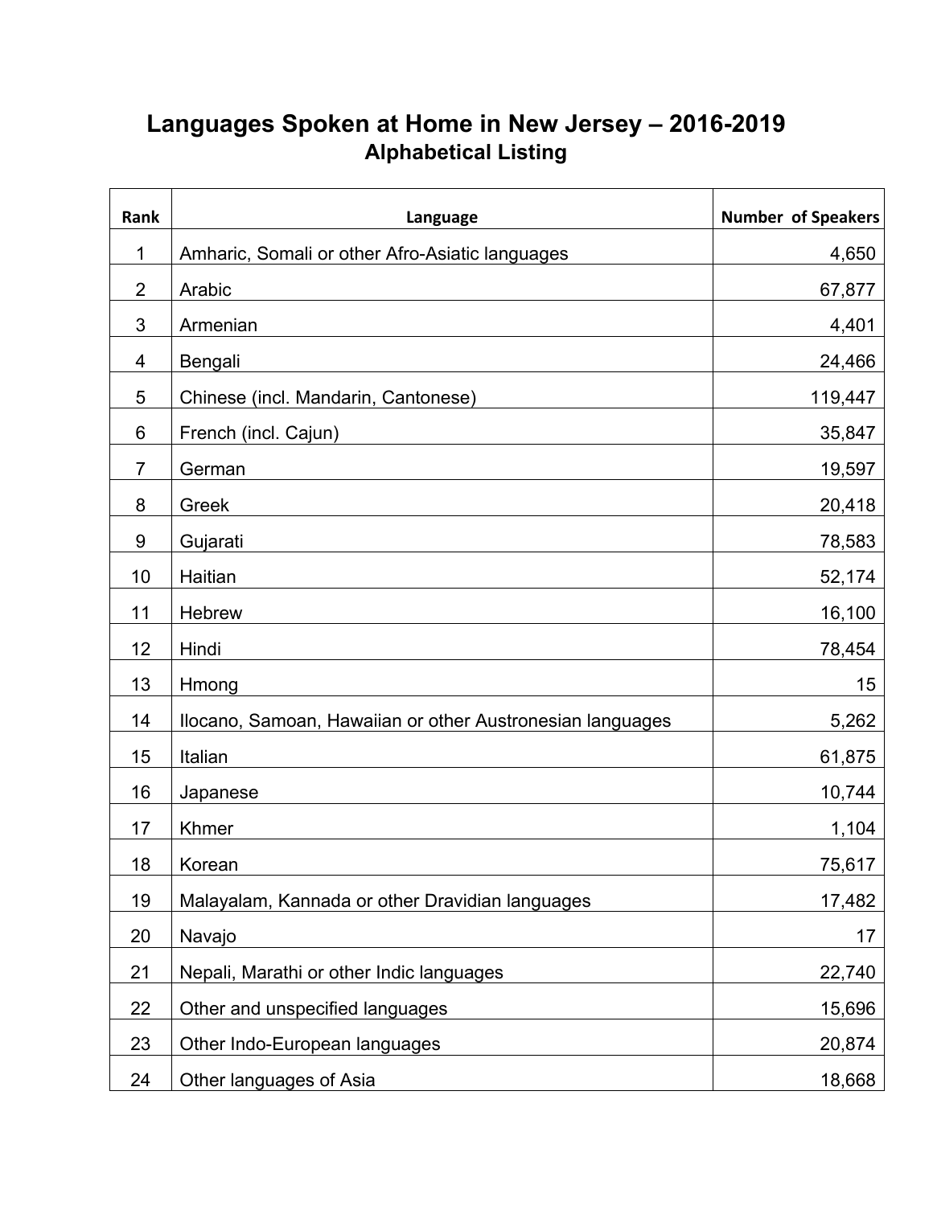# Languages Spoken at Home in New Jersey – 2016-2019

## Alphabetical Listing

| Rank | Language | Number of Speakers |
|---|---|---|
| 1 | Amharic, Somali or other Afro-Asiatic languages | 4,650 |
| 2 | Arabic | 67,877 |
| 3 | Armenian | 4,401 |
| 4 | Bengali | 24,466 |
| 5 | Chinese (incl. Mandarin, Cantonese) | 119,447 |
| 6 | French (incl. Cajun) | 35,847 |
| 7 | German | 19,597 |
| 8 | Greek | 20,418 |
| 9 | Gujarati | 78,583 |
| 10 | Haitian | 52,174 |
| 11 | Hebrew | 16,100 |
| 12 | Hindi | 78,454 |
| 13 | Hmong | 15 |
| 14 | Ilocano, Samoan, Hawaiian or other Austronesian languages | 5,262 |
| 15 | Italian | 61,875 |
| 16 | Japanese | 10,744 |
| 17 | Khmer | 1,104 |
| 18 | Korean | 75,617 |
| 19 | Malayalam, Kannada or other Dravidian languages | 17,482 |
| 20 | Navajo | 17 |
| 21 | Nepali, Marathi or other Indic languages | 22,740 |
| 22 | Other and unspecified languages | 15,696 |
| 23 | Other Indo-European languages | 20,874 |
| 24 | Other languages of Asia | 18,668 |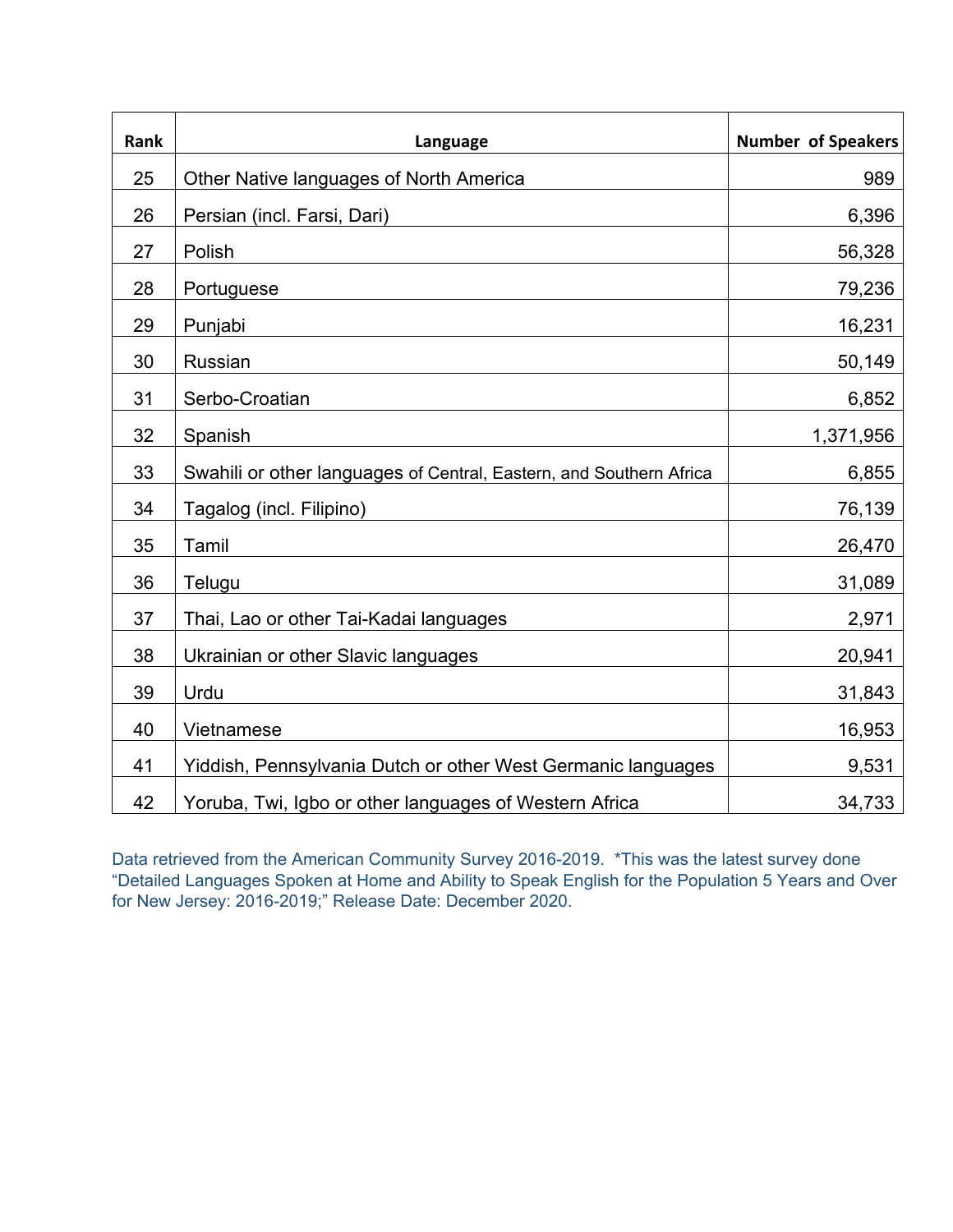| Rank | Language | Number of Speakers |
|---|---|---|
| 25 | Other Native languages of North America | 989 |
| 26 | Persian (incl. Farsi, Dari) | 6,396 |
| 27 | Polish | 56,328 |
| 28 | Portuguese | 79,236 |
| 29 | Punjabi | 16,231 |
| 30 | Russian | 50,149 |
| 31 | Serbo-Croatian | 6,852 |
| 32 | Spanish | 1,371,956 |
| 33 | Swahili or other languages of Central, Eastern, and Southern Africa | 6,855 |
| 34 | Tagalog (incl. Filipino) | 76,139 |
| 35 | Tamil | 26,470 |
| 36 | Telugu | 31,089 |
| 37 | Thai, Lao or other Tai-Kadai languages | 2,971 |
| 38 | Ukrainian or other Slavic languages | 20,941 |
| 39 | Urdu | 31,843 |
| 40 | Vietnamese | 16,953 |
| 41 | Yiddish, Pennsylvania Dutch or other West Germanic languages | 9,531 |
| 42 | Yoruba, Twi, Igbo or other languages of Western Africa | 34,733 |

Data retrieved from the American Community Survey 2016-2019. *This was the latest survey done "Detailed Languages Spoken at Home and Ability to Speak English for the Population 5 Years and Over for New Jersey: 2016-2019;" Release Date: December 2020.